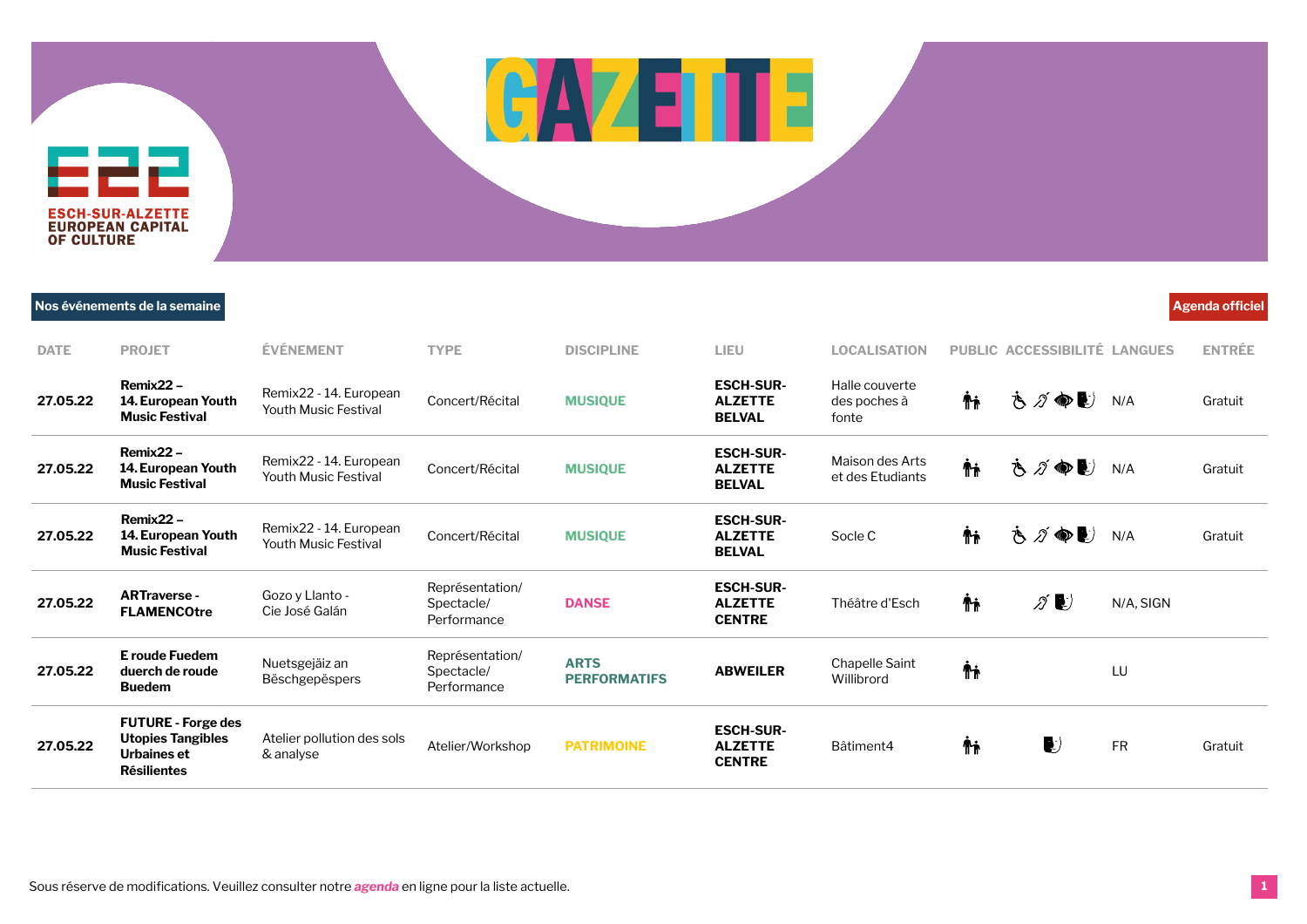# GAZETTE

ESCH-SUR-ALZETTE
EUROPEAN CAPITAL
OF CULTURE

**Nos événements de la semaine**

**Agenda officiel**

| DATE | PROJET | ÉVÉNEMENT | TYPE | DISCIPLINE | LIEU | LOCALISATION | PUBLIC | ACCESSIBILITÉ | LANGUES | ENTRÉE |
|---|---|---|---|---|---|---|---|---|---|---|
| **27.05.22** | **Remix22 – 14. European Youth Music Festival** | Remix22 - 14. European Youth Music Festival | Concert/Récital | **MUSIQUE** | **ESCH-SUR-ALZETTE BELVAL** | Halle couverte des poches à fonte | | | N/A | Gratuit |
| **27.05.22** | **Remix22 – 14. European Youth Music Festival** | Remix22 - 14. European Youth Music Festival | Concert/Récital | **MUSIQUE** | **ESCH-SUR-ALZETTE BELVAL** | Maison des Arts et des Etudiants | | | N/A | Gratuit |
| **27.05.22** | **Remix22 – 14. European Youth Music Festival** | Remix22 - 14. European Youth Music Festival | Concert/Récital | **MUSIQUE** | **ESCH-SUR-ALZETTE BELVAL** | Socle C | | | N/A | Gratuit |
| **27.05.22** | **ARTraverse - FLAMENCOtre** | Gozo y Llanto - Cie José Galán | Représentation/ Spectacle/ Performance | **DANSE** | **ESCH-SUR-ALZETTE CENTRE** | Théâtre d'Esch | | | N/A, SIGN | |
| **27.05.22** | **E roude Fuedem duerch de roude Buedem** | Nuetsgejäiz an Bëschgepëspers | Représentation/ Spectacle/ Performance | **ARTS PERFORMATIFS** | **ABWEILER** | Chapelle Saint Willibrord | | | LU | |
| **27.05.22** | **FUTURE - Forge des Utopies Tangibles Urbaines et Résilientes** | Atelier pollution des sols & analyse | Atelier/Workshop | **PATRIMOINE** | **ESCH-SUR-ALZETTE CENTRE** | Bâtiment4 | | | FR | Gratuit |

Sous réserve de modifications. Veuillez consulter notre *agenda* en ligne pour la liste actuelle.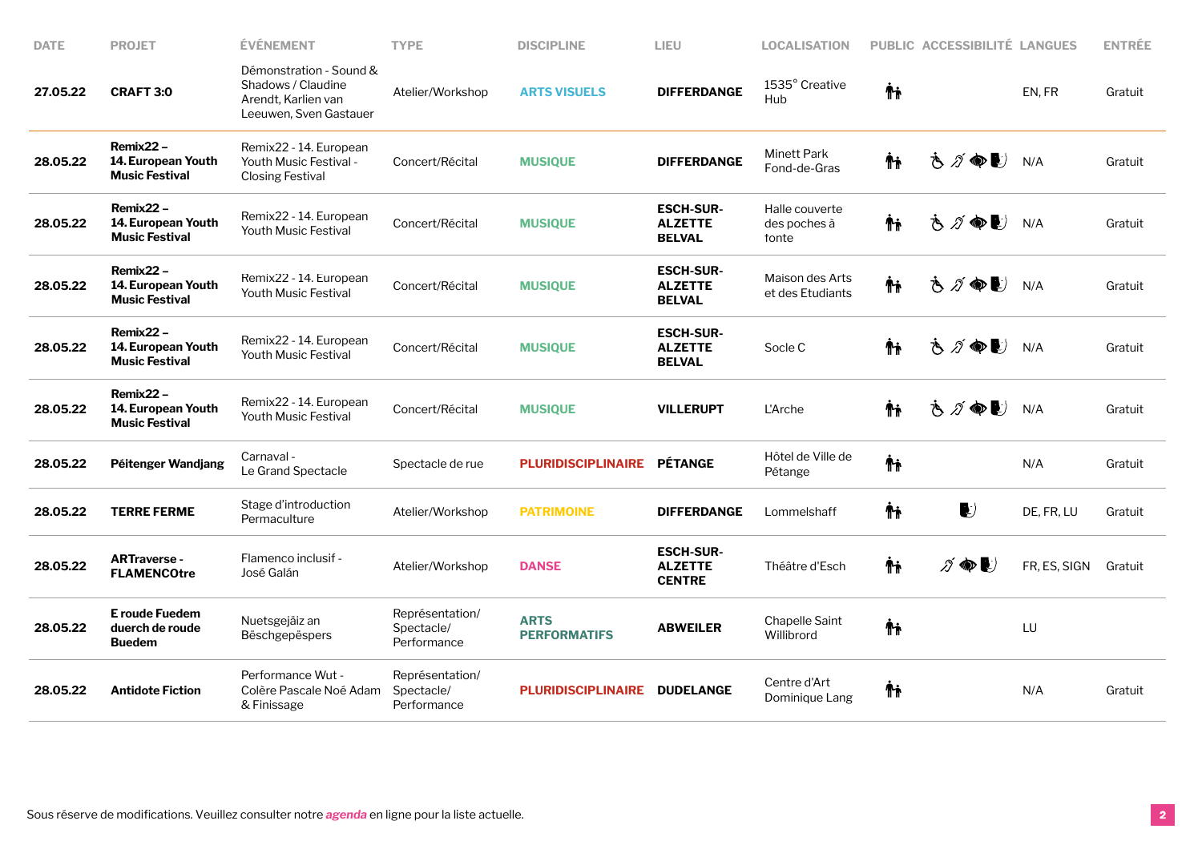| DATE | PROJET | ÉVÉNEMENT | TYPE | DISCIPLINE | LIEU | LOCALISATION | PUBLIC | ACCESSIBILITÉ | LANGUES | ENTRÉE |
|---|---|---|---|---|---|---|---|---|---|---|
| 27.05.22 | CRAFT 3:0 | Démonstration - Sound & Shadows / Claudine Arendt, Karlien van Leeuwen, Sven Gastauer | Atelier/Workshop | ARTS VISUELS | DIFFERDANGE | 1535° Creative Hub | | | EN, FR | Gratuit |
| 28.05.22 | Remix22 – 14. European Youth Music Festival | Remix22 - 14. European Youth Music Festival - Closing Festival | Concert/Récital | MUSIQUE | DIFFERDANGE | Minett Park Fond-de-Gras | | | N/A | Gratuit |
| 28.05.22 | Remix22 – 14. European Youth Music Festival | Remix22 - 14. European Youth Music Festival | Concert/Récital | MUSIQUE | ESCH-SUR-ALZETTE BELVAL | Halle couverte des poches à fonte | | | N/A | Gratuit |
| 28.05.22 | Remix22 – 14. European Youth Music Festival | Remix22 - 14. European Youth Music Festival | Concert/Récital | MUSIQUE | ESCH-SUR-ALZETTE BELVAL | Maison des Arts et des Etudiants | | | N/A | Gratuit |
| 28.05.22 | Remix22 – 14. European Youth Music Festival | Remix22 - 14. European Youth Music Festival | Concert/Récital | MUSIQUE | ESCH-SUR-ALZETTE BELVAL | Socle C | | | N/A | Gratuit |
| 28.05.22 | Remix22 – 14. European Youth Music Festival | Remix22 - 14. European Youth Music Festival | Concert/Récital | MUSIQUE | VILLERUPT | L'Arche | | | N/A | Gratuit |
| 28.05.22 | Péitenger Wandjang | Carnaval - Le Grand Spectacle | Spectacle de rue | PLURIDISCIPLINAIRE | PÉTANGE | Hôtel de Ville de Pétange | | | N/A | Gratuit |
| 28.05.22 | TERRE FERME | Stage d'introduction Permaculture | Atelier/Workshop | PATRIMOINE | DIFFERDANGE | Lommelshaff | | | DE, FR, LU | Gratuit |
| 28.05.22 | ARTraverse - FLAMENCOtre | Flamenco inclusif - José Galán | Atelier/Workshop | DANSE | ESCH-SUR-ALZETTE CENTRE | Théâtre d'Esch | | | FR, ES, SIGN | Gratuit |
| 28.05.22 | E roude Fuedem duerch de roude Buedem | Nuetsgejäiz an Bëschgepëspers | Représentation/ Spectacle/ Performance | ARTS PERFORMATIFS | ABWEILER | Chapelle Saint Willibrord | | | LU | |
| 28.05.22 | Antidote Fiction | Performance Wut - Colère Pascale Noé Adam & Finissage | Représentation/ Spectacle/ Performance | PLURIDISCIPLINAIRE | DUDELANGE | Centre d'Art Dominique Lang | | | N/A | Gratuit |

Sous réserve de modifications. Veuillez consulter notre *agenda* en ligne pour la liste actuelle.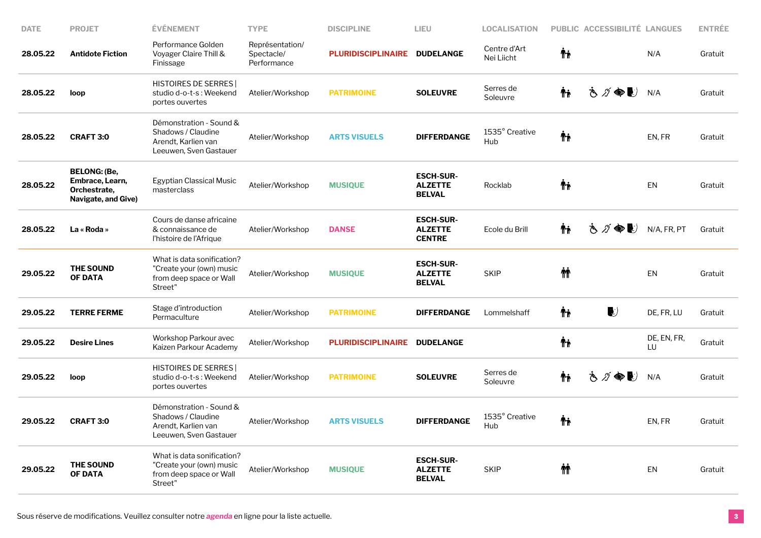| DATE | PROJET | ÉVÉNEMENT | TYPE | DISCIPLINE | LIEU | LOCALISATION | PUBLIC | ACCESSIBILITÉ | LANGUES | ENTRÉE |
|---|---|---|---|---|---|---|---|---|---|---|
| 28.05.22 | **Antidote Fiction** | Performance Golden Voyager Claire Thill & Finissage | Représentation/ Spectacle/ Performance | **PLURIDISCIPLINAIRE** | **DUDELANGE** | Centre d'Art Nei Liicht | | | N/A | Gratuit |
| 28.05.22 | **loop** | HISTOIRES DE SERRES \| studio d-o-t-s : Weekend portes ouvertes | Atelier/Workshop | **PATRIMOINE** | **SOLEUVRE** | Serres de Soleuvre | | | N/A | Gratuit |
| 28.05.22 | **CRAFT 3:0** | Démonstration - Sound & Shadows / Claudine Arendt, Karlien van Leeuwen, Sven Gastauer | Atelier/Workshop | **ARTS VISUELS** | **DIFFERDANGE** | 1535° Creative Hub | | | EN, FR | Gratuit |
| 28.05.22 | **BELONG: (Be, Embrace, Learn, Orchestrate, Navigate, and Give)** | Egyptian Classical Music masterclass | Atelier/Workshop | **MUSIQUE** | **ESCH-SUR-ALZETTE BELVAL** | Rocklab | | | EN | Gratuit |
| 28.05.22 | **La « Roda »** | Cours de danse africaine & connaissance de l'histoire de l'Afrique | Atelier/Workshop | **DANSE** | **ESCH-SUR-ALZETTE CENTRE** | Ecole du Brill | | | N/A, FR, PT | Gratuit |
| 29.05.22 | **THE SOUND OF DATA** | What is data sonification? "Create your (own) music from deep space or Wall Street" | Atelier/Workshop | **MUSIQUE** | **ESCH-SUR-ALZETTE BELVAL** | SKIP | | | EN | Gratuit |
| 29.05.22 | **TERRE FERME** | Stage d'introduction Permaculture | Atelier/Workshop | **PATRIMOINE** | **DIFFERDANGE** | Lommelshaff | | | DE, FR, LU | Gratuit |
| 29.05.22 | **Desire Lines** | Workshop Parkour avec Kaizen Parkour Academy | Atelier/Workshop | **PLURIDISCIPLINAIRE** | **DUDELANGE** | | | | DE, EN, FR, LU | Gratuit |
| 29.05.22 | **loop** | HISTOIRES DE SERRES \| studio d-o-t-s : Weekend portes ouvertes | Atelier/Workshop | **PATRIMOINE** | **SOLEUVRE** | Serres de Soleuvre | | | N/A | Gratuit |
| 29.05.22 | **CRAFT 3:0** | Démonstration - Sound & Shadows / Claudine Arendt, Karlien van Leeuwen, Sven Gastauer | Atelier/Workshop | **ARTS VISUELS** | **DIFFERDANGE** | 1535° Creative Hub | | | EN, FR | Gratuit |
| 29.05.22 | **THE SOUND OF DATA** | What is data sonification? "Create your (own) music from deep space or Wall Street" | Atelier/Workshop | **MUSIQUE** | **ESCH-SUR-ALZETTE BELVAL** | SKIP | | | EN | Gratuit |

Sous réserve de modifications. Veuillez consulter notre *agenda* en ligne pour la liste actuelle.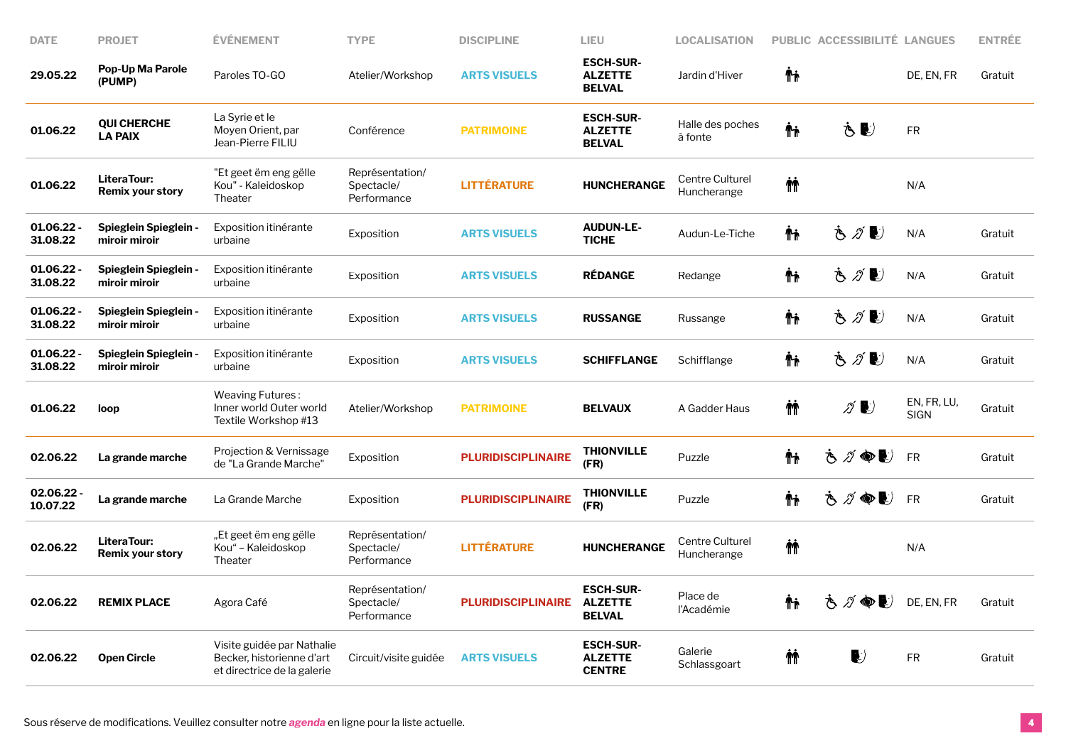| DATE | PROJET | ÉVÉNEMENT | TYPE | DISCIPLINE | LIEU | LOCALISATION | PUBLIC | ACCESSIBILITÉ | LANGUES | ENTRÉE |
|---|---|---|---|---|---|---|---|---|---|---|
| **29.05.22** | **Pop-Up Ma Parole (PUMP)** | Paroles TO-GO | Atelier/Workshop | **ARTS VISUELS** | **ESCH-SUR-ALZETTE BELVAL** | Jardin d'Hiver | | | DE, EN, FR | Gratuit |
| **01.06.22** | **QUI CHERCHE LA PAIX** | La Syrie et le Moyen Orient, par Jean-Pierre FILIU | Conférence | **PATRIMOINE** | **ESCH-SUR-ALZETTE BELVAL** | Halle des poches à fonte | | | FR | |
| **01.06.22** | **LiteraTour: Remix your story** | "Et geet ëm eng gëlle Kou" - Kaleidoskop Theater | Représentation/ Spectacle/ Performance | **LITTÉRATURE** | **HUNCHERANGE** | Centre Culturel Huncherange | | | N/A | |
| **01.06.22 - 31.08.22** | **Spiegleïn Spiegleïn - miroir miroir** | Exposition itinérante urbaine | Exposition | **ARTS VISUELS** | **AUDUN-LE-TICHE** | Audun-Le-Tiche | | | N/A | Gratuit |
| **01.06.22 - 31.08.22** | **Spiegleïn Spiegleïn - miroir miroir** | Exposition itinérante urbaine | Exposition | **ARTS VISUELS** | **RÉDANGE** | Redange | | | N/A | Gratuit |
| **01.06.22 - 31.08.22** | **Spiegleïn Spiegleïn - miroir miroir** | Exposition itinérante urbaine | Exposition | **ARTS VISUELS** | **RUSSANGE** | Russange | | | N/A | Gratuit |
| **01.06.22 - 31.08.22** | **Spiegleïn Spiegleïn - miroir miroir** | Exposition itinérante urbaine | Exposition | **ARTS VISUELS** | **SCHIFFLANGE** | Schifflange | | | N/A | Gratuit |
| **01.06.22** | **loop** | Weaving Futures : Inner world Outer world Textile Workshop #13 | Atelier/Workshop | **PATRIMOINE** | **BELVAUX** | A Gadder Haus | | | EN, FR, LU, SIGN | Gratuit |
| **02.06.22** | **La grande marche** | Projection & Vernissage de "La Grande Marche" | Exposition | **PLURIDISCIPLINAIRE** | **THIONVILLE (FR)** | Puzzle | | | FR | Gratuit |
| **02.06.22 - 10.07.22** | **La grande marche** | La Grande Marche | Exposition | **PLURIDISCIPLINAIRE** | **THIONVILLE (FR)** | Puzzle | | | FR | Gratuit |
| **02.06.22** | **LiteraTour: Remix your story** | „Et geet ëm eng gëlle Kou" – Kaleidoskop Theater | Représentation/ Spectacle/ Performance | **LITTÉRATURE** | **HUNCHERANGE** | Centre Culturel Huncherange | | | N/A | |
| **02.06.22** | **REMIX PLACE** | Agora Café | Représentation/ Spectacle/ Performance | **PLURIDISCIPLINAIRE** | **ESCH-SUR-ALZETTE BELVAL** | Place de l'Académie | | | DE, EN, FR | Gratuit |
| **02.06.22** | **Open Circle** | Visite guidée par Nathalie Becker, historienne d'art et directrice de la galerie | Circuit/visite guidée | **ARTS VISUELS** | **ESCH-SUR-ALZETTE CENTRE** | Galerie Schlassgoart | | | FR | Gratuit |

Sous réserve de modifications. Veuillez consulter notre *agenda* en ligne pour la liste actuelle.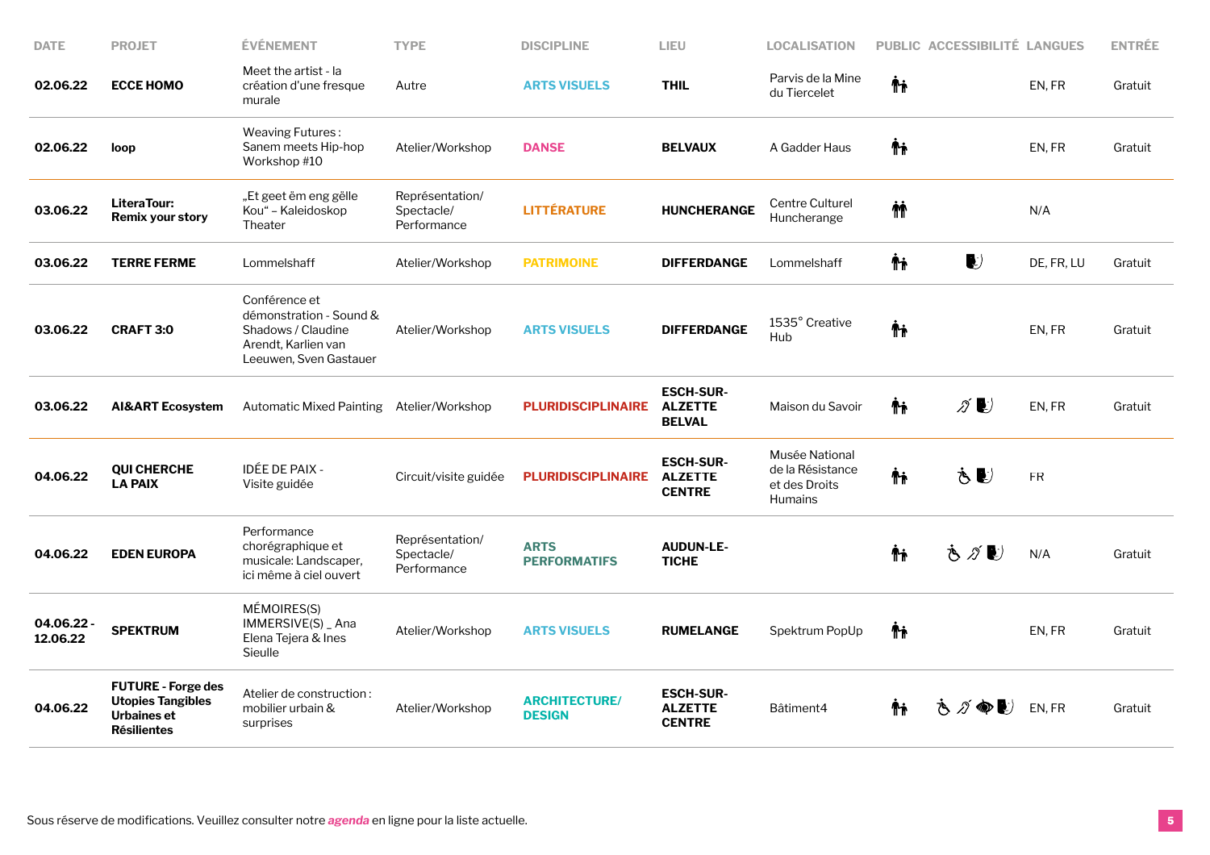| DATE | PROJET | ÉVÉNEMENT | TYPE | DISCIPLINE | LIEU | LOCALISATION | PUBLIC | ACCESSIBILITÉ | LANGUES | ENTRÉE |
|---|---|---|---|---|---|---|---|---|---|---|
| **02.06.22** | **ECCE HOMO** | Meet the artist - la création d'une fresque murale | Autre | **ARTS VISUELS** | **THIL** | Parvis de la Mine du Tiercelet | | | EN, FR | Gratuit |
| **02.06.22** | **loop** | Weaving Futures : Sanem meets Hip-hop Workshop #10 | Atelier/Workshop | **DANSE** | **BELVAUX** | A Gadder Haus | | | EN, FR | Gratuit |
| **03.06.22** | **LiteraTour: Remix your story** | „Et geet ëm eng gëlle Kou" – Kaleidoskop Theater | Représentation/ Spectacle/ Performance | **LITTÉRATURE** | **HUNCHERANGE** | Centre Culturel Huncherange | | | N/A | |
| **03.06.22** | **TERRE FERME** | Lommelshaff | Atelier/Workshop | **PATRIMOINE** | **DIFFERDANGE** | Lommelshaff | | | DE, FR, LU | Gratuit |
| **03.06.22** | **CRAFT 3:0** | Conférence et démonstration - Sound & Shadows / Claudine Arendt, Karlien van Leeuwen, Sven Gastauer | Atelier/Workshop | **ARTS VISUELS** | **DIFFERDANGE** | 1535° Creative Hub | | | EN, FR | Gratuit |
| **03.06.22** | **AI&ART Ecosystem** | Automatic Mixed Painting | Atelier/Workshop | **PLURIDISCIPLINAIRE** | **ESCH-SUR-ALZETTE BELVAL** | Maison du Savoir | | | EN, FR | Gratuit |
| **04.06.22** | **QUI CHERCHE LA PAIX** | IDÉE DE PAIX - Visite guidée | Circuit/visite guidée | **PLURIDISCIPLINAIRE** | **ESCH-SUR-ALZETTE CENTRE** | Musée National de la Résistance et des Droits Humains | | | FR | |
| **04.06.22** | **EDEN EUROPA** | Performance chorégraphique et musicale: Landscaper, ici même à ciel ouvert | Représentation/ Spectacle/ Performance | **ARTS PERFORMATIFS** | **AUDUN-LE-TICHE** | | | | N/A | Gratuit |
| **04.06.22 - 12.06.22** | **SPEKTRUM** | MÉMOIRES(S) IMMERSIVE(S) _ Ana Elena Tejera & Ines Sieulle | Atelier/Workshop | **ARTS VISUELS** | **RUMELANGE** | Spektrum PopUp | | | EN, FR | Gratuit |
| **04.06.22** | **FUTURE - Forge des Utopies Tangibles Urbaines et Résilientes** | Atelier de construction : mobilier urbain & surprises | Atelier/Workshop | **ARCHITECTURE/ DESIGN** | **ESCH-SUR-ALZETTE CENTRE** | Bâtiment4 | | | EN, FR | Gratuit |

Sous réserve de modifications. Veuillez consulter notre ***agenda*** en ligne pour la liste actuelle.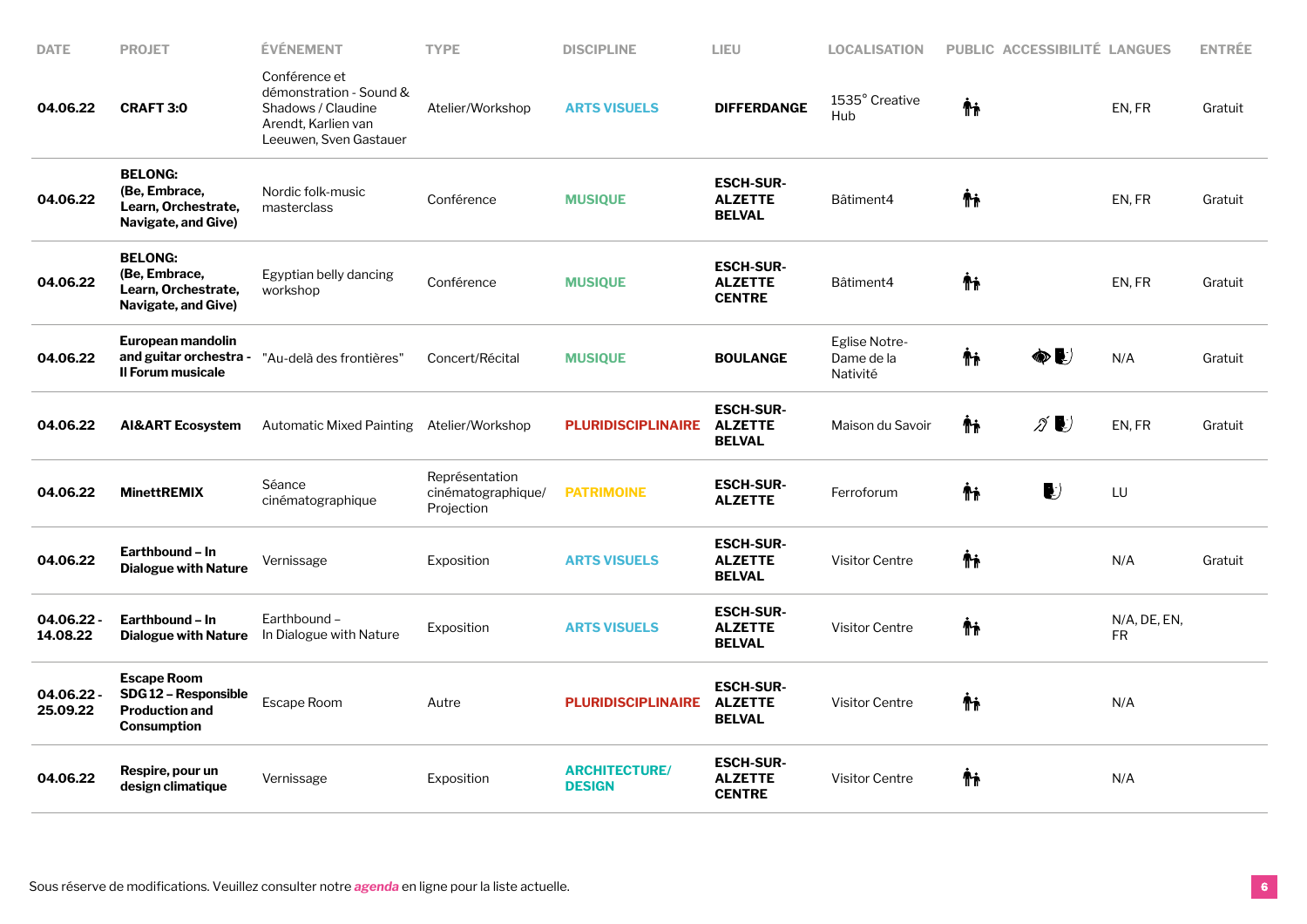| DATE | PROJET | ÉVÉNEMENT | TYPE | DISCIPLINE | LIEU | LOCALISATION | PUBLIC | ACCESSIBILITÉ | LANGUES | ENTRÉE |
|---|---|---|---|---|---|---|---|---|---|---|
| 04.06.22 | **CRAFT 3:0** | Conférence et démonstration - Sound & Shadows / Claudine Arendt, Karlien van Leeuwen, Sven Gastauer | Atelier/Workshop | **ARTS VISUELS** | **DIFFERDANGE** | 1535° Creative Hub | | | EN, FR | Gratuit |
| 04.06.22 | **BELONG: (Be, Embrace, Learn, Orchestrate, Navigate, and Give)** | Nordic folk-music masterclass | Conférence | **MUSIQUE** | **ESCH-SUR-ALZETTE BELVAL** | Bâtiment4 | | | EN, FR | Gratuit |
| 04.06.22 | **BELONG: (Be, Embrace, Learn, Orchestrate, Navigate, and Give)** | Egyptian belly dancing workshop | Conférence | **MUSIQUE** | **ESCH-SUR-ALZETTE CENTRE** | Bâtiment4 | | | EN, FR | Gratuit |
| 04.06.22 | **European mandolin and guitar orchestra - Il Forum musicale** | "Au-delà des frontières" | Concert/Récital | **MUSIQUE** | **BOULANGE** | Eglise Notre-Dame de la Nativité | | | N/A | Gratuit |
| 04.06.22 | **AI&ART Ecosystem** | Automatic Mixed Painting | Atelier/Workshop | **PLURIDISCIPLINAIRE** | **ESCH-SUR-ALZETTE BELVAL** | Maison du Savoir | | | EN, FR | Gratuit |
| 04.06.22 | **MinettREMIX** | Séance cinématographique | Représentation cinématographique/ Projection | **PATRIMOINE** | **ESCH-SUR-ALZETTE** | Ferroforum | | | LU | |
| 04.06.22 | **Earthbound – In Dialogue with Nature** | Vernissage | Exposition | **ARTS VISUELS** | **ESCH-SUR-ALZETTE BELVAL** | Visitor Centre | | | N/A | Gratuit |
| 04.06.22 - 14.08.22 | **Earthbound – In Dialogue with Nature** | Earthbound – In Dialogue with Nature | Exposition | **ARTS VISUELS** | **ESCH-SUR-ALZETTE BELVAL** | Visitor Centre | | | N/A, DE, EN, FR | |
| 04.06.22 - 25.09.22 | **Escape Room SDG 12 – Responsible Production and Consumption** | Escape Room | Autre | **PLURIDISCIPLINAIRE** | **ESCH-SUR-ALZETTE BELVAL** | Visitor Centre | | | N/A | |
| 04.06.22 | **Respire, pour un design climatique** | Vernissage | Exposition | **ARCHITECTURE/ DESIGN** | **ESCH-SUR-ALZETTE CENTRE** | Visitor Centre | | | N/A | |

Sous réserve de modifications. Veuillez consulter notre *agenda* en ligne pour la liste actuelle.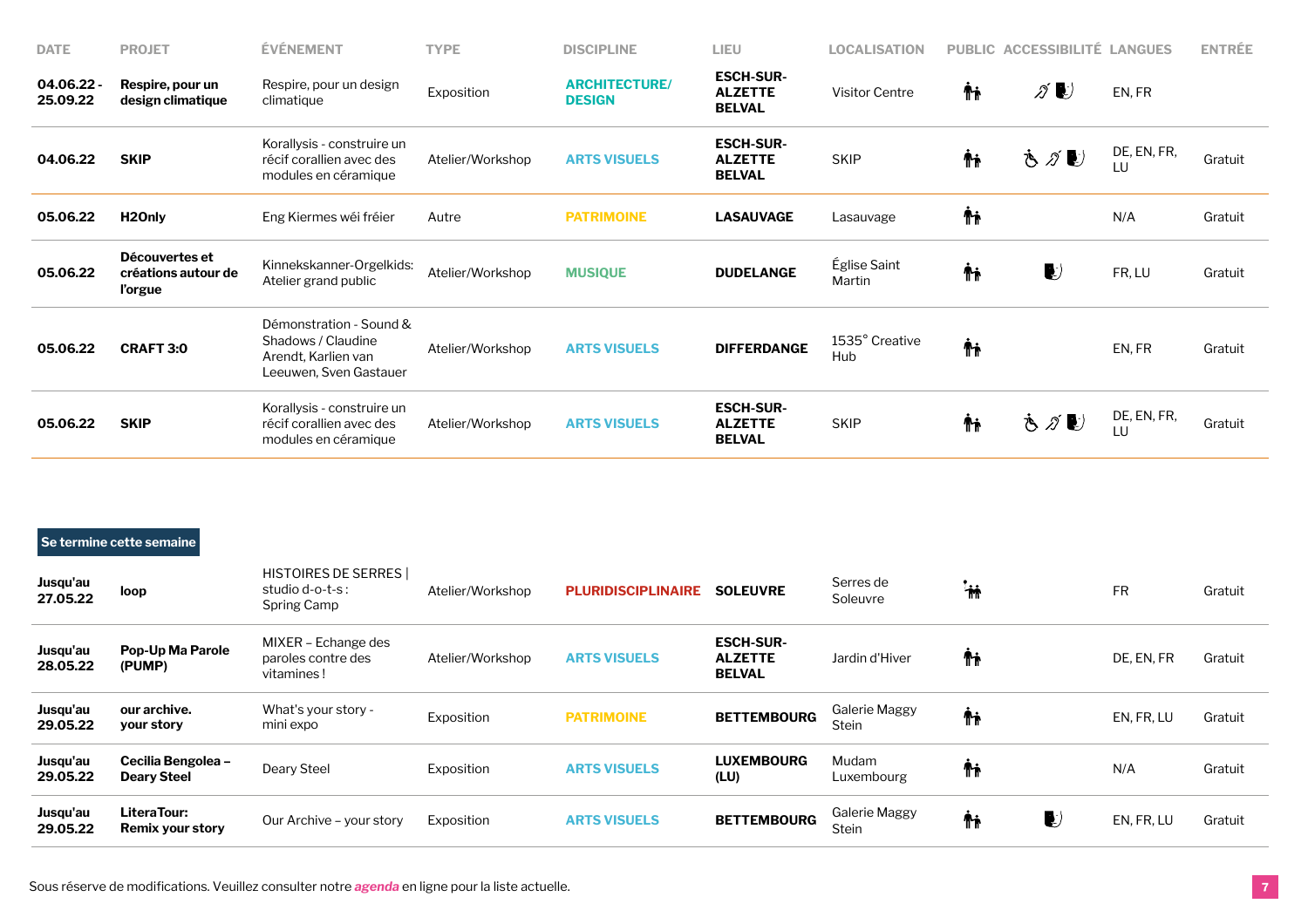| DATE | PROJET | ÉVÉNEMENT | TYPE | DISCIPLINE | LIEU | LOCALISATION | PUBLIC | ACCESSIBILITÉ | LANGUES | ENTRÉE |
|---|---|---|---|---|---|---|---|---|---|---|
| **04.06.22 - 25.09.22** | **Respire, pour un design climatique** | Respire, pour un design climatique | Exposition | **ARCHITECTURE/ DESIGN** | **ESCH-SUR-ALZETTE BELVAL** | Visitor Centre | | | EN, FR | |
| **04.06.22** | **SKIP** | Korallysis - construire un récif corallien avec des modules en céramique | Atelier/Workshop | **ARTS VISUELS** | **ESCH-SUR-ALZETTE BELVAL** | SKIP | | | DE, EN, FR, LU | Gratuit |
| **05.06.22** | **H2Only** | Eng Kiermes wéi fréier | Autre | **PATRIMOINE** | **LASAUVAGE** | Lasauvage | | | N/A | Gratuit |
| **05.06.22** | **Découvertes et créations autour de l'orgue** | Kinnekskanner-Orgelkids: Atelier grand public | Atelier/Workshop | **MUSIQUE** | **DUDELANGE** | Église Saint Martin | | | FR, LU | Gratuit |
| **05.06.22** | **CRAFT 3:0** | Démonstration - Sound & Shadows / Claudine Arendt, Karlien van Leeuwen, Sven Gastauer | Atelier/Workshop | **ARTS VISUELS** | **DIFFERDANGE** | 1535° Creative Hub | | | EN, FR | Gratuit |
| **05.06.22** | **SKIP** | Korallysis - construire un récif corallien avec des modules en céramique | Atelier/Workshop | **ARTS VISUELS** | **ESCH-SUR-ALZETTE BELVAL** | SKIP | | | DE, EN, FR, LU | Gratuit |

**Se termine cette semaine**

| DATE | PROJET | ÉVÉNEMENT | TYPE | DISCIPLINE | LIEU | LOCALISATION | PUBLIC | ACCESSIBILITÉ | LANGUES | ENTRÉE |
|---|---|---|---|---|---|---|---|---|---|---|
| **Jusqu'au 27.05.22** | **loop** | HISTOIRES DE SERRES \| studio d-o-t-s : Spring Camp | Atelier/Workshop | **PLURIDISCIPLINAIRE** | **SOLEUVRE** | Serres de Soleuvre | | | FR | Gratuit |
| **Jusqu'au 28.05.22** | **Pop-Up Ma Parole (PUMP)** | MIXER – Echange des paroles contre des vitamines ! | Atelier/Workshop | **ARTS VISUELS** | **ESCH-SUR-ALZETTE BELVAL** | Jardin d'Hiver | | | DE, EN, FR | Gratuit |
| **Jusqu'au 29.05.22** | **our archive. your story** | What's your story - mini expo | Exposition | **PATRIMOINE** | **BETTEMBOURG** | Galerie Maggy Stein | | | EN, FR, LU | Gratuit |
| **Jusqu'au 29.05.22** | **Cecilia Bengolea – Deary Steel** | Deary Steel | Exposition | **ARTS VISUELS** | **LUXEMBOURG (LU)** | Mudam Luxembourg | | | N/A | Gratuit |
| **Jusqu'au 29.05.22** | **LiteraTour: Remix your story** | Our Archive – your story | Exposition | **ARTS VISUELS** | **BETTEMBOURG** | Galerie Maggy Stein | | | EN, FR, LU | Gratuit |

Sous réserve de modifications. Veuillez consulter notre *agenda* en ligne pour la liste actuelle.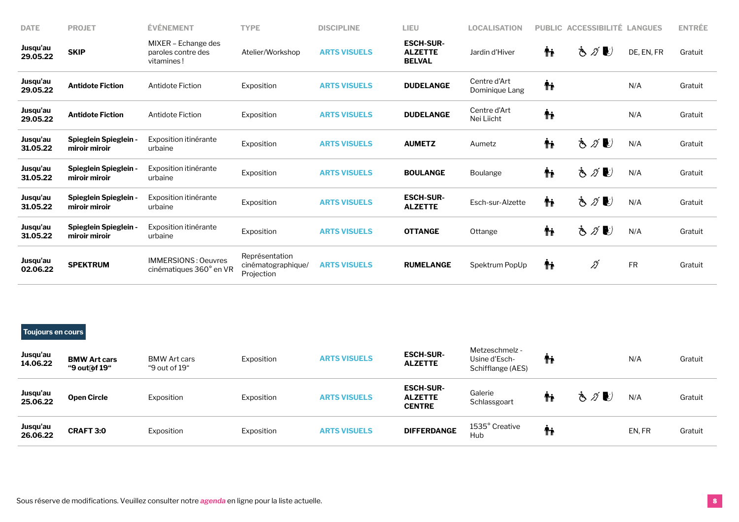| DATE | PROJET | ÉVÉNEMENT | TYPE | DISCIPLINE | LIEU | LOCALISATION | PUBLIC | ACCESSIBILITÉ | LANGUES | ENTRÉE |
|---|---|---|---|---|---|---|---|---|---|---|
| **Jusqu'au 29.05.22** | **SKIP** | MIXER – Echange des paroles contre des vitamines ! | Atelier/Workshop | **ARTS VISUELS** | **ESCH-SUR-ALZETTE BELVAL** | Jardin d'Hiver | | | DE, EN, FR | Gratuit |
| **Jusqu'au 29.05.22** | **Antidote Fiction** | Antidote Fiction | Exposition | **ARTS VISUELS** | **DUDELANGE** | Centre d'Art Dominique Lang | | | N/A | Gratuit |
| **Jusqu'au 29.05.22** | **Antidote Fiction** | Antidote Fiction | Exposition | **ARTS VISUELS** | **DUDELANGE** | Centre d'Art Nei Liicht | | | N/A | Gratuit |
| **Jusqu'au 31.05.22** | **Spieglein Spieglein - miroir miroir** | Exposition itinérante urbaine | Exposition | **ARTS VISUELS** | **AUMETZ** | Aumetz | | | N/A | Gratuit |
| **Jusqu'au 31.05.22** | **Spieglein Spieglein - miroir miroir** | Exposition itinérante urbaine | Exposition | **ARTS VISUELS** | **BOULANGE** | Boulange | | | N/A | Gratuit |
| **Jusqu'au 31.05.22** | **Spieglein Spieglein - miroir miroir** | Exposition itinérante urbaine | Exposition | **ARTS VISUELS** | **ESCH-SUR-ALZETTE** | Esch-sur-Alzette | | | N/A | Gratuit |
| **Jusqu'au 31.05.22** | **Spieglein Spieglein - miroir miroir** | Exposition itinérante urbaine | Exposition | **ARTS VISUELS** | **OTTANGE** | Ottange | | | N/A | Gratuit |
| **Jusqu'au 02.06.22** | **SPEKTRUM** | IMMERSIONS : Oeuvres cinématiques 360° en VR | Représentation cinématographique/ Projection | **ARTS VISUELS** | **RUMELANGE** | Spektrum PopUp | | | FR | Gratuit |

**Toujours en cours**

| DATE | PROJET | ÉVÉNEMENT | TYPE | DISCIPLINE | LIEU | LOCALISATION | PUBLIC | ACCESSIBILITÉ | LANGUES | ENTRÉE |
|---|---|---|---|---|---|---|---|---|---|---|
| **Jusqu'au 14.06.22** | **BMW Art cars "9 out of 19"** | BMW Art cars "9 out of 19" | Exposition | **ARTS VISUELS** | **ESCH-SUR-ALZETTE** | Metzeschmelz - Usine d'Esch-Schifflange (AES) | | | N/A | Gratuit |
| **Jusqu'au 25.06.22** | **Open Circle** | Exposition | Exposition | **ARTS VISUELS** | **ESCH-SUR-ALZETTE CENTRE** | Galerie Schlassgoart | | | N/A | Gratuit |
| **Jusqu'au 26.06.22** | **CRAFT 3:0** | Exposition | Exposition | **ARTS VISUELS** | **DIFFERDANGE** | 1535° Creative Hub | | | EN, FR | Gratuit |

Sous réserve de modifications. Veuillez consulter notre *agenda* en ligne pour la liste actuelle.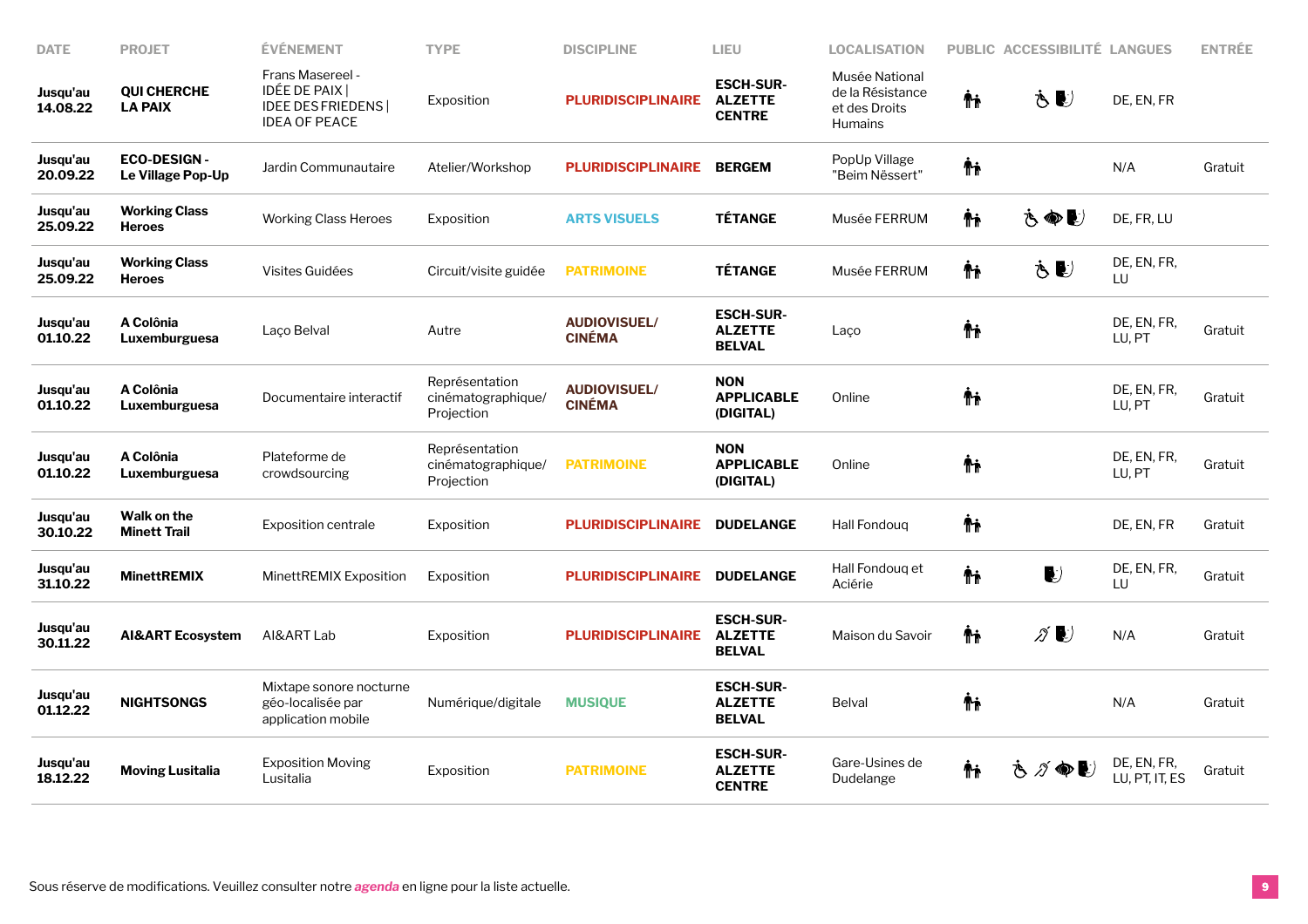| DATE | PROJET | ÉVÉNEMENT | TYPE | DISCIPLINE | LIEU | LOCALISATION | PUBLIC | ACCESSIBILITÉ | LANGUES | ENTRÉE |
|---|---|---|---|---|---|---|---|---|---|---|
| **Jusqu'au 14.08.22** | **QUI CHERCHE LA PAIX** | Frans Masereel - IDÉE DE PAIX \| IDEE DES FRIEDENS \| IDEA OF PEACE | Exposition | **PLURIDISCIPLINAIRE** | **ESCH-SUR-ALZETTE CENTRE** | Musée National de la Résistance et des Droits Humains | | | DE, EN, FR | |
| **Jusqu'au 20.09.22** | **ECO-DESIGN - Le Village Pop-Up** | Jardin Communautaire | Atelier/Workshop | **PLURIDISCIPLINAIRE** | **BERGEM** | PopUp Village "Beim Nëssert" | | | N/A | Gratuit |
| **Jusqu'au 25.09.22** | **Working Class Heroes** | Working Class Heroes | Exposition | **ARTS VISUELS** | **TÉTANGE** | Musée FERRUM | | | DE, FR, LU | |
| **Jusqu'au 25.09.22** | **Working Class Heroes** | Visites Guidées | Circuit/visite guidée | **PATRIMOINE** | **TÉTANGE** | Musée FERRUM | | | DE, EN, FR, LU | |
| **Jusqu'au 01.10.22** | **A Colônia Luxemburguesa** | Laço Belval | Autre | **AUDIOVISUEL/ CINÉMA** | **ESCH-SUR-ALZETTE BELVAL** | Laço | | | DE, EN, FR, LU, PT | Gratuit |
| **Jusqu'au 01.10.22** | **A Colônia Luxemburguesa** | Documentaire interactif | Représentation cinématographique/ Projection | **AUDIOVISUEL/ CINÉMA** | **NON APPLICABLE (DIGITAL)** | Online | | | DE, EN, FR, LU, PT | Gratuit |
| **Jusqu'au 01.10.22** | **A Colônia Luxemburguesa** | Plateforme de crowdsourcing | Représentation cinématographique/ Projection | **PATRIMOINE** | **NON APPLICABLE (DIGITAL)** | Online | | | DE, EN, FR, LU, PT | Gratuit |
| **Jusqu'au 30.10.22** | **Walk on the Minett Trail** | Exposition centrale | Exposition | **PLURIDISCIPLINAIRE** | **DUDELANGE** | Hall Fondouq | | | DE, EN, FR | Gratuit |
| **Jusqu'au 31.10.22** | **MinettREMIX** | MinettREMIX Exposition | Exposition | **PLURIDISCIPLINAIRE** | **DUDELANGE** | Hall Fondouq et Aciérie | | | DE, EN, FR, LU | Gratuit |
| **Jusqu'au 30.11.22** | **AI&ART Ecosystem** | AI&ART Lab | Exposition | **PLURIDISCIPLINAIRE** | **ESCH-SUR-ALZETTE BELVAL** | Maison du Savoir | | | N/A | Gratuit |
| **Jusqu'au 01.12.22** | **NIGHTSONGS** | Mixtape sonore nocturne géo-localisée par application mobile | Numérique/digitale | **MUSIQUE** | **ESCH-SUR-ALZETTE BELVAL** | Belval | | | N/A | Gratuit |
| **Jusqu'au 18.12.22** | **Moving Lusitalia** | Exposition Moving Lusitalia | Exposition | **PATRIMOINE** | **ESCH-SUR-ALZETTE CENTRE** | Gare-Usines de Dudelange | | | DE, EN, FR, LU, PT, IT, ES | Gratuit |

Sous réserve de modifications. Veuillez consulter notre *agenda* en ligne pour la liste actuelle.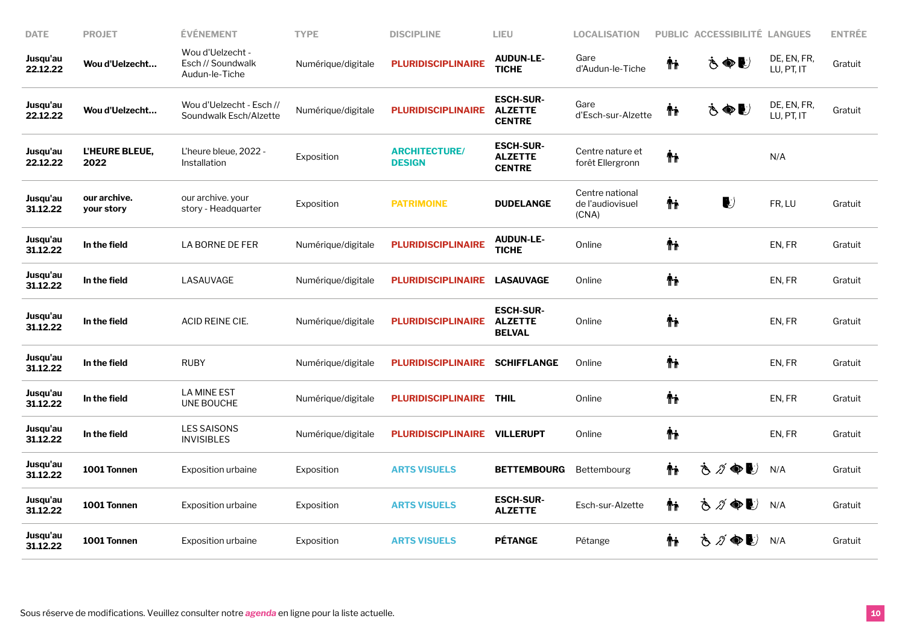| DATE | PROJET | ÉVÉNEMENT | TYPE | DISCIPLINE | LIEU | LOCALISATION | PUBLIC | ACCESSIBILITÉ | LANGUES | ENTRÉE |
|---|---|---|---|---|---|---|---|---|---|---|
| **Jusqu'au 22.12.22** | **Wou d'Uelzecht...** | Wou d'Uelzecht - Esch // Soundwalk Audun-le-Tiche | Numérique/digitale | **PLURIDISCIPLINAIRE** | **AUDUN-LE-TICHE** | Gare d'Audun-le-Tiche | 🚸 | ♿ 👁 🗣 | DE, EN, FR, LU, PT, IT | Gratuit |
| **Jusqu'au 22.12.22** | **Wou d'Uelzecht...** | Wou d'Uelzecht - Esch // Soundwalk Esch/Alzette | Numérique/digitale | **PLURIDISCIPLINAIRE** | **ESCH-SUR-ALZETTE CENTRE** | Gare d'Esch-sur-Alzette | 🚸 | ♿ 👁 🗣 | DE, EN, FR, LU, PT, IT | Gratuit |
| **Jusqu'au 22.12.22** | **L'HEURE BLEUE, 2022** | L'heure bleue, 2022 - Installation | Exposition | **ARCHITECTURE/ DESIGN** | **ESCH-SUR-ALZETTE CENTRE** | Centre nature et forêt Ellergronn | 🚸 | | N/A | |
| **Jusqu'au 31.12.22** | **our archive. your story** | our archive. your story - Headquarter | Exposition | **PATRIMOINE** | **DUDELANGE** | Centre national de l'audiovisuel (CNA) | 🚸 | 🗣 | FR, LU | Gratuit |
| **Jusqu'au 31.12.22** | **In the field** | LA BORNE DE FER | Numérique/digitale | **PLURIDISCIPLINAIRE** | **AUDUN-LE-TICHE** | Online | 🚸 | | EN, FR | Gratuit |
| **Jusqu'au 31.12.22** | **In the field** | LASAUVAGE | Numérique/digitale | **PLURIDISCIPLINAIRE** | **LASAUVAGE** | Online | 🚸 | | EN, FR | Gratuit |
| **Jusqu'au 31.12.22** | **In the field** | ACID REINE CIE. | Numérique/digitale | **PLURIDISCIPLINAIRE** | **ESCH-SUR-ALZETTE BELVAL** | Online | 🚸 | | EN, FR | Gratuit |
| **Jusqu'au 31.12.22** | **In the field** | RUBY | Numérique/digitale | **PLURIDISCIPLINAIRE** | **SCHIFFLANGE** | Online | 🚸 | | EN, FR | Gratuit |
| **Jusqu'au 31.12.22** | **In the field** | LA MINE EST UNE BOUCHE | Numérique/digitale | **PLURIDISCIPLINAIRE** | **THIL** | Online | 🚸 | | EN, FR | Gratuit |
| **Jusqu'au 31.12.22** | **In the field** | LES SAISONS INVISIBLES | Numérique/digitale | **PLURIDISCIPLINAIRE** | **VILLERUPT** | Online | 🚸 | | EN, FR | Gratuit |
| **Jusqu'au 31.12.22** | **1001 Tonnen** | Exposition urbaine | Exposition | **ARTS VISUELS** | **BETTEMBOURG** | Bettembourg | 🚸 | ♿ 🦻 👁 🗣 | N/A | Gratuit |
| **Jusqu'au 31.12.22** | **1001 Tonnen** | Exposition urbaine | Exposition | **ARTS VISUELS** | **ESCH-SUR-ALZETTE** | Esch-sur-Alzette | 🚸 | ♿ 🦻 👁 🗣 | N/A | Gratuit |
| **Jusqu'au 31.12.22** | **1001 Tonnen** | Exposition urbaine | Exposition | **ARTS VISUELS** | **PÉTANGE** | Pétange | 🚸 | ♿ 🦻 👁 🗣 | N/A | Gratuit |

Sous réserve de modifications. Veuillez consulter notre ***agenda*** en ligne pour la liste actuelle.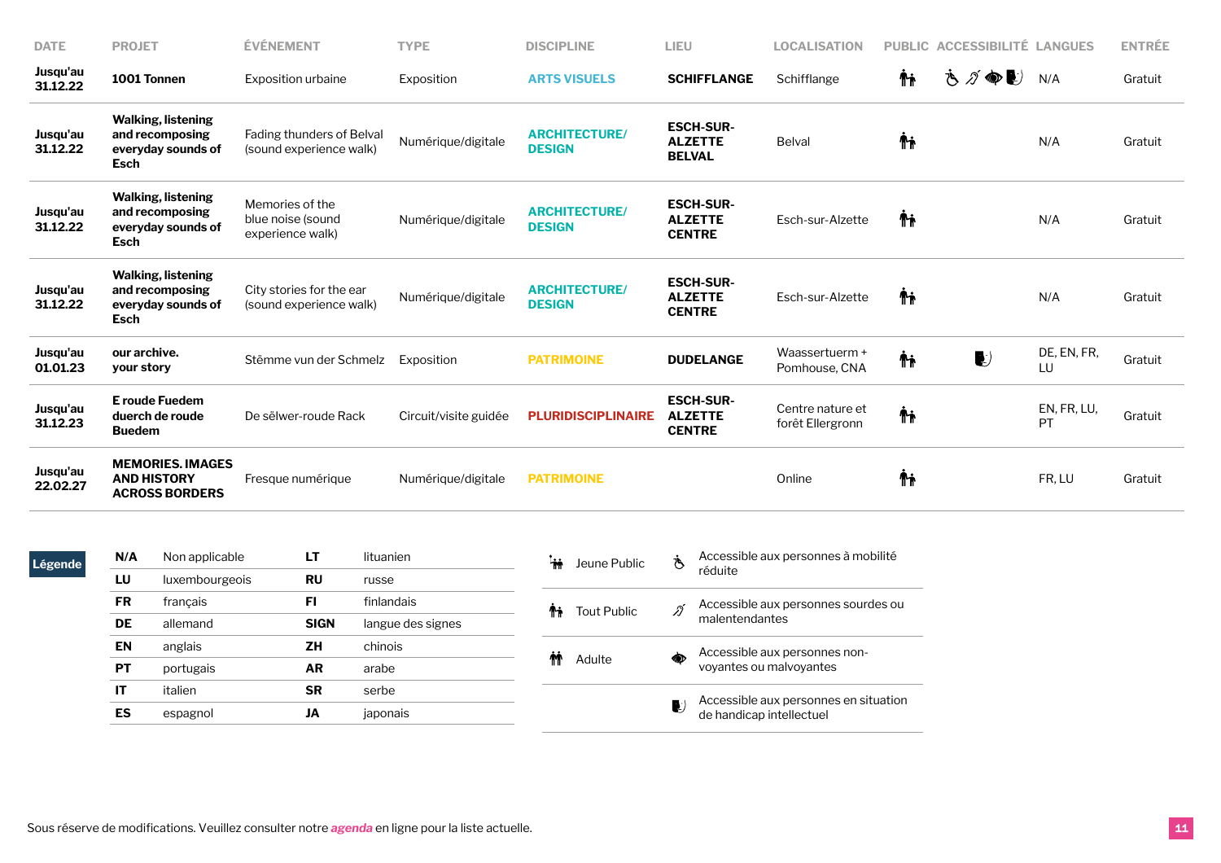| DATE | PROJET | ÉVÉNEMENT | TYPE | DISCIPLINE | LIEU | LOCALISATION | PUBLIC | ACCESSIBILITÉ | LANGUES | ENTRÉE |
|---|---|---|---|---|---|---|---|---|---|---|
| **Jusqu'au 31.12.22** | **1001 Tonnen** | Exposition urbaine | Exposition | **ARTS VISUELS** | **SCHIFFLANGE** | Schifflange | Tout Public | Mobilité réduite, sourdes ou malentendantes, non-voyantes ou malvoyantes, handicap intellectuel | N/A | Gratuit |
| **Jusqu'au 31.12.22** | **Walking, listening and recomposing everyday sounds of Esch** | Fading thunders of Belval (sound experience walk) | Numérique/digitale | **ARCHITECTURE/ DESIGN** | **ESCH-SUR-ALZETTE BELVAL** | Belval | Tout Public | | N/A | Gratuit |
| **Jusqu'au 31.12.22** | **Walking, listening and recomposing everyday sounds of Esch** | Memories of the blue noise (sound experience walk) | Numérique/digitale | **ARCHITECTURE/ DESIGN** | **ESCH-SUR-ALZETTE CENTRE** | Esch-sur-Alzette | Tout Public | | N/A | Gratuit |
| **Jusqu'au 31.12.22** | **Walking, listening and recomposing everyday sounds of Esch** | City stories for the ear (sound experience walk) | Numérique/digitale | **ARCHITECTURE/ DESIGN** | **ESCH-SUR-ALZETTE CENTRE** | Esch-sur-Alzette | Tout Public | | N/A | Gratuit |
| **Jusqu'au 01.01.23** | **our archive. your story** | Stëmme vun der Schmelz | Exposition | **PATRIMOINE** | **DUDELANGE** | Waassertuerm + Pomhouse, CNA | Tout Public | Handicap intellectuel | DE, EN, FR, LU | Gratuit |
| **Jusqu'au 31.12.23** | **E roude Fuedem duerch de roude Buedem** | De sëlwer-roude Rack | Circuit/visite guidée | **PLURIDISCIPLINAIRE** | **ESCH-SUR-ALZETTE CENTRE** | Centre nature et forêt Ellergronn | Tout Public | | EN, FR, LU, PT | Gratuit |
| **Jusqu'au 22.02.27** | **MEMORIES. IMAGES AND HISTORY ACROSS BORDERS** | Fresque numérique | Numérique/digitale | **PATRIMOINE** | | Online | Tout Public | | FR, LU | Gratuit |

**Légende**

| | | | |
|---|---|---|---|
| **N/A** | Non applicable | **LT** | lituanien |
| **LU** | luxembourgeois | **RU** | russe |
| **FR** | français | **FI** | finlandais |
| **DE** | allemand | **SIGN** | langue des signes |
| **EN** | anglais | **ZH** | chinois |
| **PT** | portugais | **AR** | arabe |
| **IT** | italien | **SR** | serbe |
| **ES** | espagnol | **JA** | japonais |

| | |
|---|---|
| Jeune Public | Accessible aux personnes à mobilité réduite |
| Tout Public | Accessible aux personnes sourdes ou malentendantes |
| Adulte | Accessible aux personnes non-voyantes ou malvoyantes |
| | Accessible aux personnes en situation de handicap intellectuel |

Sous réserve de modifications. Veuillez consulter notre *agenda* en ligne pour la liste actuelle.